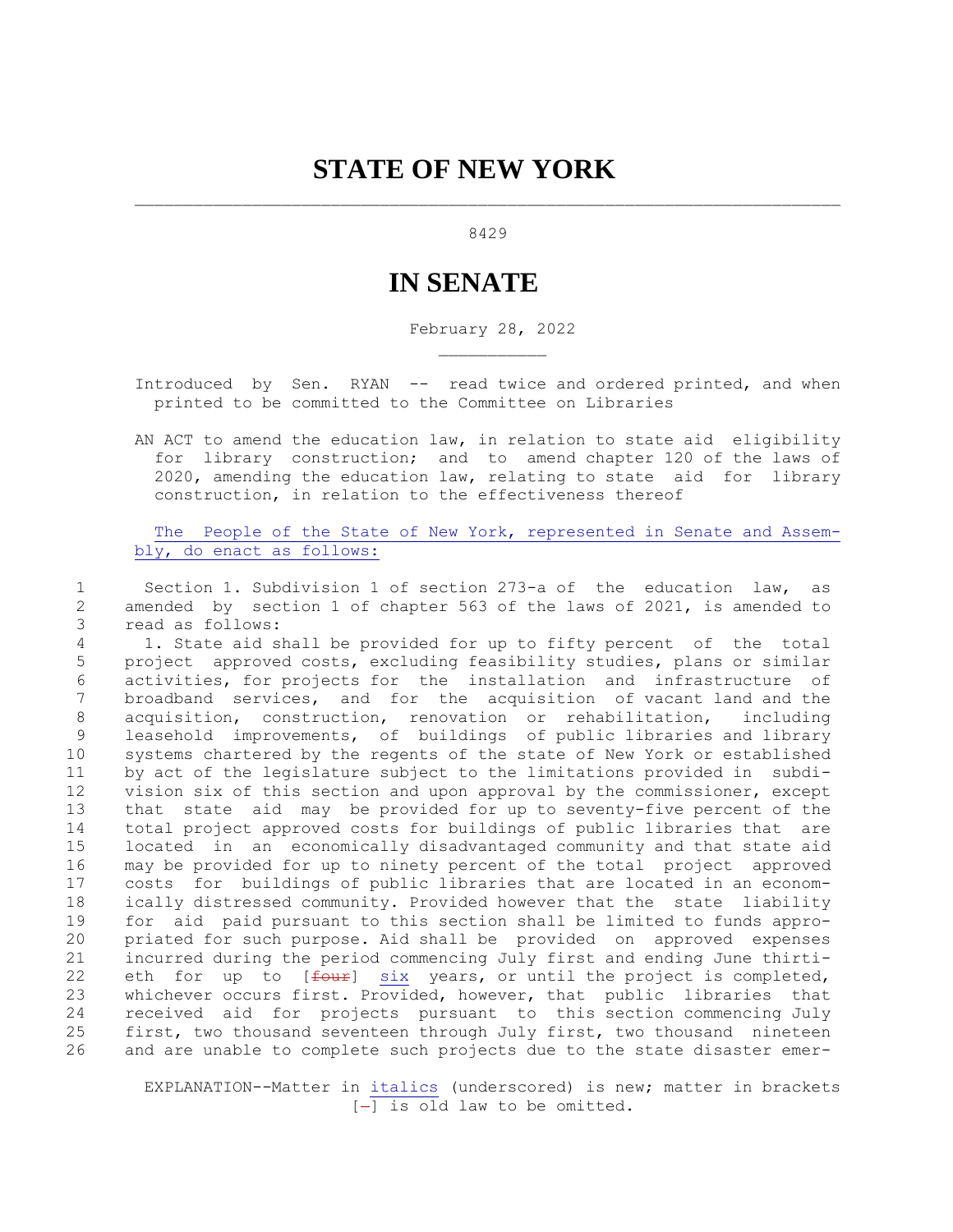# STATE OF NEW YORK

8429

# IN SENATE

February 28, 2022

Introduced by Sen. RYAN -- read twice and ordered printed, and when printed to be committed to the Committee on Libraries

AN ACT to amend the education law, in relation to state aid eligibility for library construction; and to amend chapter 120 of the laws of 2020, amending the education law, relating to state aid for library construction, in relation to the effectiveness thereof

The People of the State of New York, represented in Senate and Assembly, do enact as follows:

Section 1. Subdivision 1 of section 273-a of the education law, as amended by section 1 of chapter 563 of the laws of 2021, is amended to read as follows:

1. State aid shall be provided for up to fifty percent of the total project approved costs, excluding feasibility studies, plans or similar activities, for projects for the installation and infrastructure of broadband services, and for the acquisition of vacant land and the acquisition, construction, renovation or rehabilitation, including leasehold improvements, of buildings of public libraries and library systems chartered by the regents of the state of New York or established by act of the legislature subject to the limitations provided in subdivision six of this section and upon approval by the commissioner, except that state aid may be provided for up to seventy-five percent of the total project approved costs for buildings of public libraries that are located in an economically disadvantaged community and that state aid may be provided for up to ninety percent of the total project approved costs for buildings of public libraries that are located in an economically distressed community. Provided however that the state liability for aid paid pursuant to this section shall be limited to funds appropriated for such purpose. Aid shall be provided on approved expenses incurred during the period commencing July first and ending June thirtieth for up to [~~four~~] *six* years, or until the project is completed, whichever occurs first. Provided, however, that public libraries that received aid for projects pursuant to this section commencing July first, two thousand seventeen through July first, two thousand nineteen and are unable to complete such projects due to the state disaster emer-

EXPLANATION--Matter in *italics* (underscored) is new; matter in brackets [-] is old law to be omitted.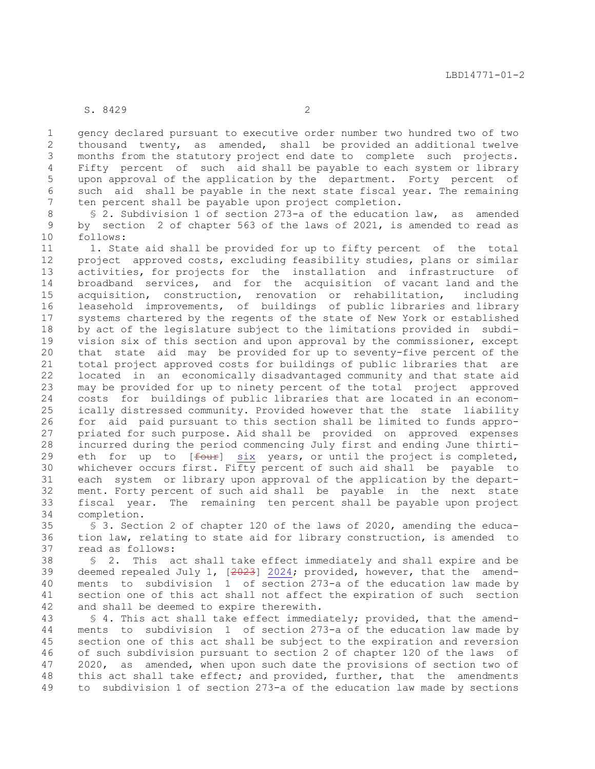gency declared pursuant to executive order number two hundred two of two thousand twenty, as amended, shall be provided an additional twelve months from the statutory project end date to complete such projects. Fifty percent of such aid shall be payable to each system or library upon approval of the application by the department. Forty percent of such aid shall be payable in the next state fiscal year. The remaining ten percent shall be payable upon project completion.

§ 2. Subdivision 1 of section 273-a of the education law, as amended by section 2 of chapter 563 of the laws of 2021, is amended to read as follows:

1. State aid shall be provided for up to fifty percent of the total project approved costs, excluding feasibility studies, plans or similar activities, for projects for the installation and infrastructure of broadband services, and for the acquisition of vacant land and the acquisition, construction, renovation or rehabilitation, including leasehold improvements, of buildings of public libraries and library systems chartered by the regents of the state of New York or established by act of the legislature subject to the limitations provided in subdivision six of this section and upon approval by the commissioner, except that state aid may be provided for up to seventy-five percent of the total project approved costs for buildings of public libraries that are located in an economically disadvantaged community and that state aid may be provided for up to ninety percent of the total project approved costs for buildings of public libraries that are located in an economically distressed community. Provided however that the state liability for aid paid pursuant to this section shall be limited to funds appropriated for such purpose. Aid shall be provided on approved expenses incurred during the period commencing July first and ending June thirtieth for up to [~~four~~] <u>six</u> years, or until the project is completed, whichever occurs first. Fifty percent of such aid shall be payable to each system or library upon approval of the application by the department. Forty percent of such aid shall be payable in the next state fiscal year. The remaining ten percent shall be payable upon project completion.

§ 3. Section 2 of chapter 120 of the laws of 2020, amending the education law, relating to state aid for library construction, is amended to read as follows:

§ 2. This act shall take effect immediately and shall expire and be deemed repealed July 1, [~~2023~~] <u>2024</u>; provided, however, that the amendments to subdivision 1 of section 273-a of the education law made by section one of this act shall not affect the expiration of such section and shall be deemed to expire therewith.

§ 4. This act shall take effect immediately; provided, that the amendments to subdivision 1 of section 273-a of the education law made by section one of this act shall be subject to the expiration and reversion of such subdivision pursuant to section 2 of chapter 120 of the laws of 2020, as amended, when upon such date the provisions of section two of this act shall take effect; and provided, further, that the amendments to subdivision 1 of section 273-a of the education law made by sections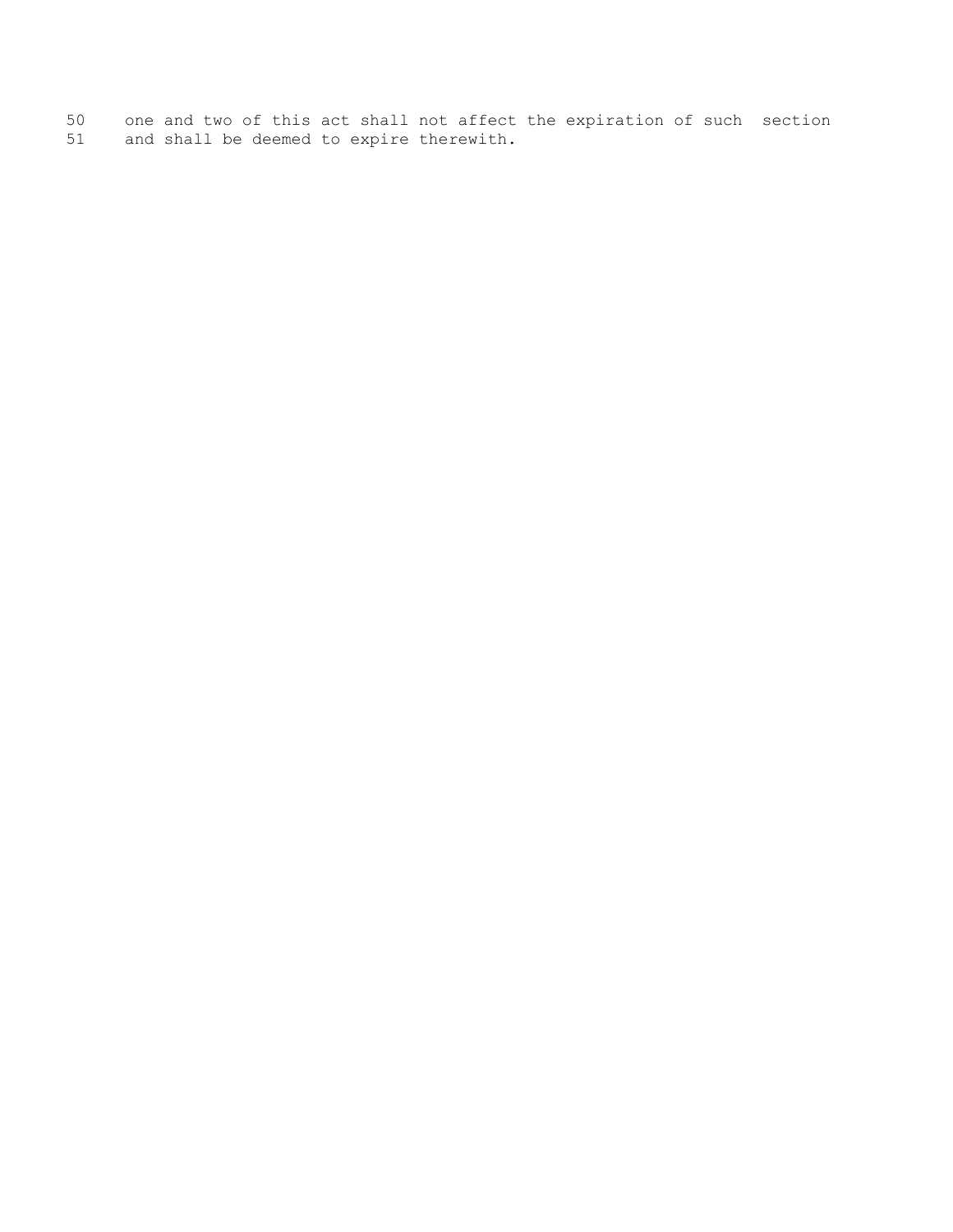50 one and two of this act shall not affect the expiration of such section
51 and shall be deemed to expire therewith.